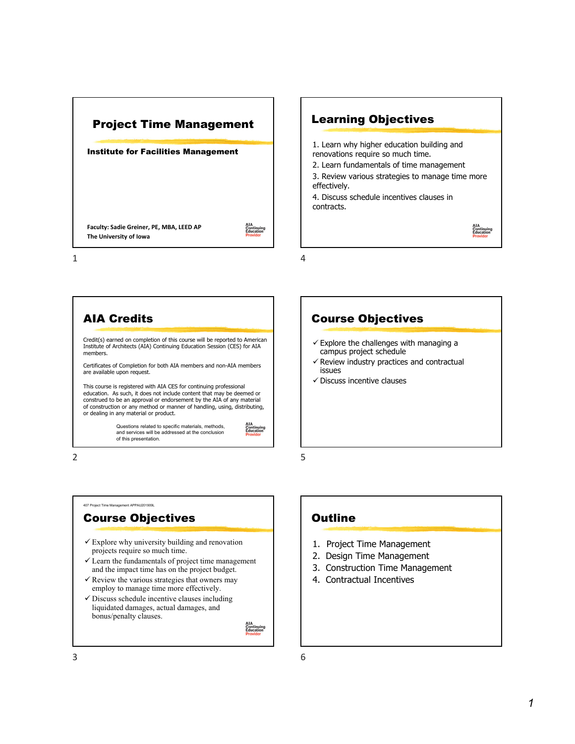# Project Time Management

**Institute for Facilities Management**

**Faculty: Sadie Greiner, PE, MBA, LEED AP**
**The University of Iowa**

AIA Continuing Education Provider

1

## AIA Credits

Credit(s) earned on completion of this course will be reported to American Institute of Architects (AIA) Continuing Education Session (CES) for AIA members.

Certificates of Completion for both AIA members and non-AIA members are available upon request.

This course is registered with AIA CES for continuing professional education. As such, it does not include content that may be deemed or construed to be an approval or endorsement by the AIA of any material of construction or any method or manner of handling, using, distributing, or dealing in any material or product.

Questions related to specific materials, methods, and services will be addressed at the conclusion of this presentation.

AIA Continuing Education Provider

2

407 Project Time Management APPAU201909L

## Course Objectives

- ✓ Explore why university building and renovation projects require so much time.
- ✓ Learn the fundamentals of project time management and the impact time has on the project budget.
- ✓ Review the various strategies that owners may employ to manage time more effectively.
- ✓ Discuss schedule incentive clauses including liquidated damages, actual damages, and bonus/penalty clauses.

AIA Continuing Education Provider

3

## Learning Objectives

1. Learn why higher education building and renovations require so much time.
2. Learn fundamentals of time management
3. Review various strategies to manage time more effectively.
4. Discuss schedule incentives clauses in contracts.

AIA Continuing Education Provider

4

## Course Objectives

- ✓ Explore the challenges with managing a campus project schedule
- ✓ Review industry practices and contractual issues
- ✓ Discuss incentive clauses

5

## Outline

1. Project Time Management
2. Design Time Management
3. Construction Time Management
4. Contractual Incentives

6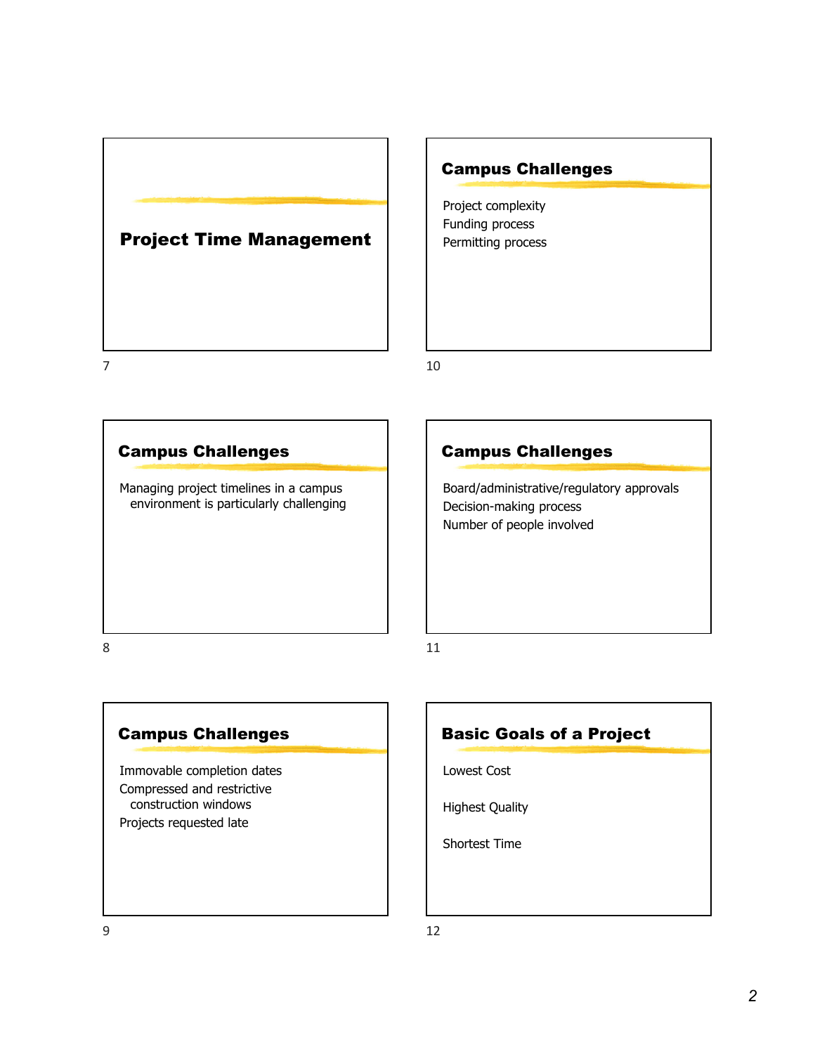# Project Time Management

## Campus Challenges

Managing project timelines in a campus environment is particularly challenging

## Campus Challenges

- Immovable completion dates
- Compressed and restrictive construction windows
- Projects requested late

## Campus Challenges

- Project complexity
- Funding process
- Permitting process

## Campus Challenges

- Board/administrative/regulatory approvals
- Decision-making process
- Number of people involved

## Basic Goals of a Project

- Lowest Cost
- Highest Quality
- Shortest Time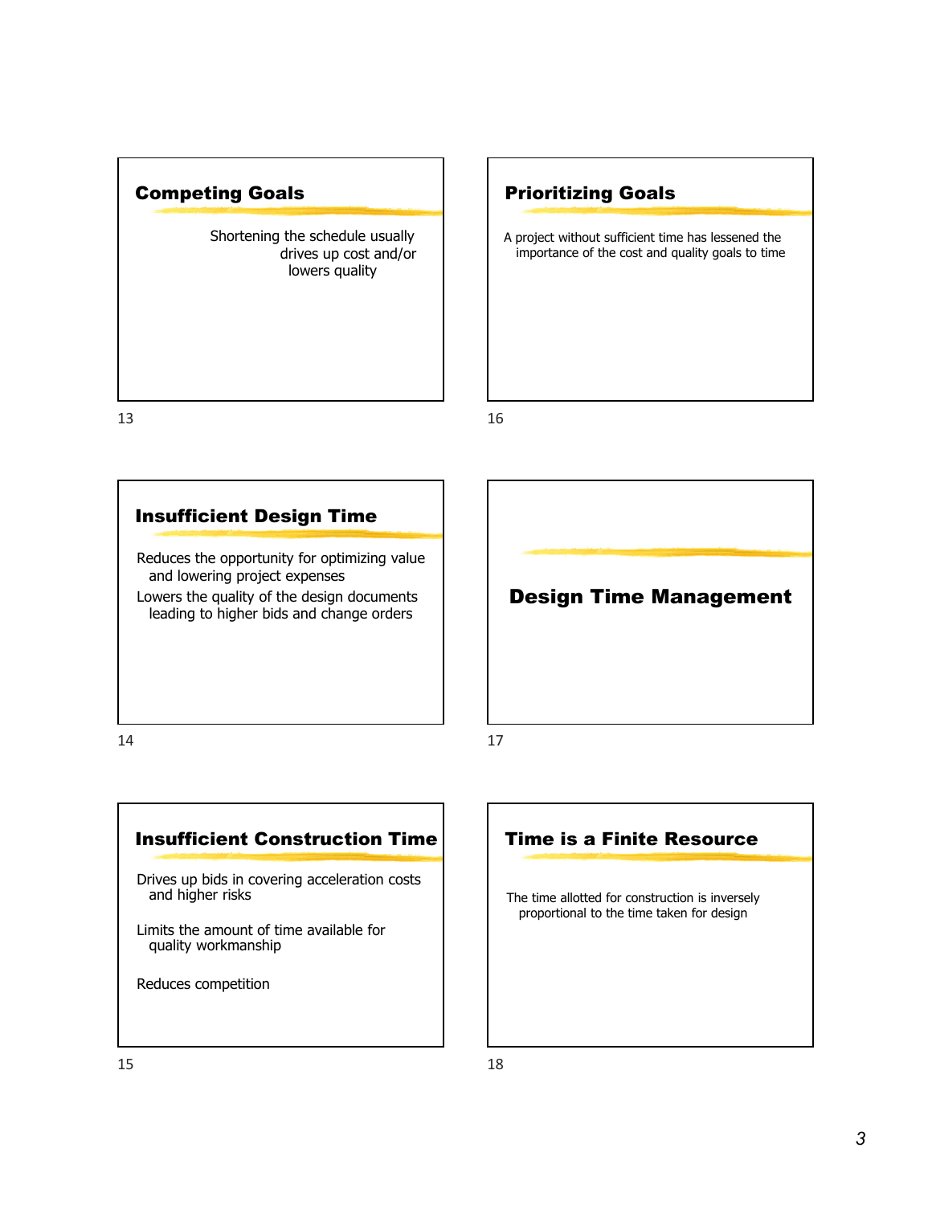## Competing Goals

Shortening the schedule usually drives up cost and/or lowers quality

13

## Insufficient Design Time

Reduces the opportunity for optimizing value and lowering project expenses

Lowers the quality of the design documents leading to higher bids and change orders

14

## Insufficient Construction Time

Drives up bids in covering acceleration costs and higher risks

Limits the amount of time available for quality workmanship

Reduces competition

15

## Prioritizing Goals

A project without sufficient time has lessened the importance of the cost and quality goals to time

16

## Design Time Management

17

## Time is a Finite Resource

The time allotted for construction is inversely proportional to the time taken for design

18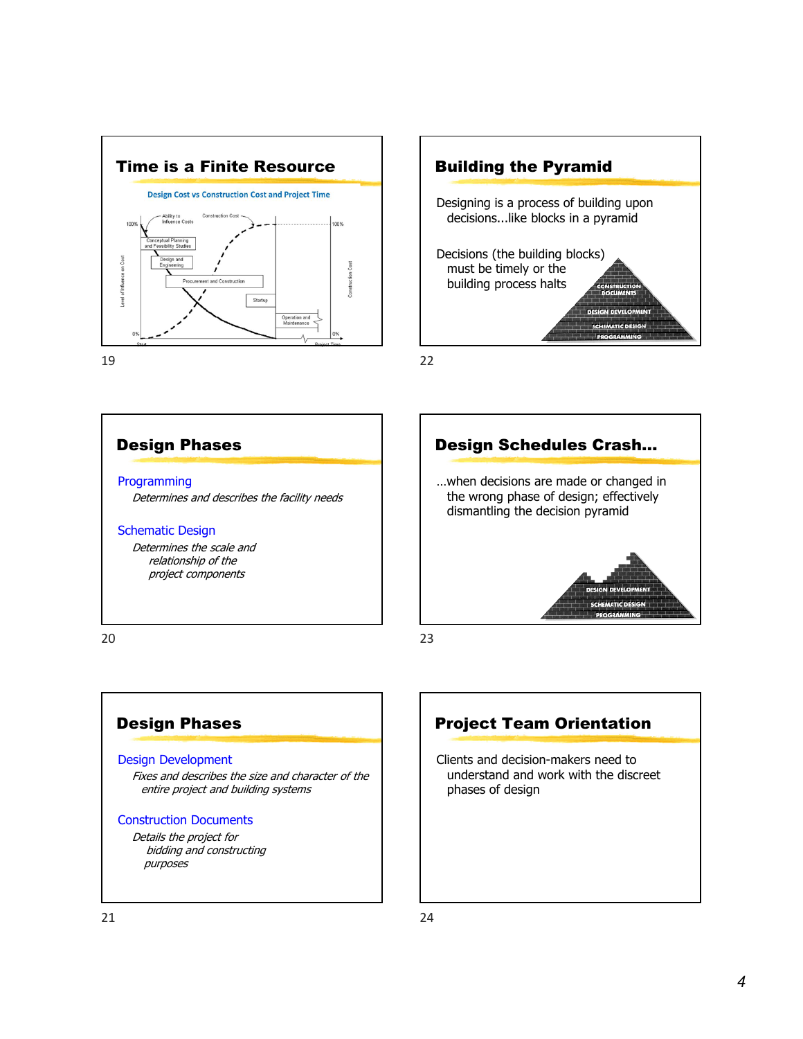## Time is a Finite Resource

Design Cost vs Construction Cost and Project Time

Ability to Influence Costs

Construction Cost

100%

100%

Conceptual Planning and Feasibility Studies

Design and Engineering

Procurement and Construction

Startup

Operation and Maintenance

Level of Influence on Cost

Construction Cost

0%

0%

Start

Project Time

## Design Phases

Programming

*Determines and describes the facility needs*

Schematic Design

*Determines the scale and relationship of the project components*

## Design Phases

Design Development

*Fixes and describes the size and character of the entire project and building systems*

Construction Documents

*Details the project for bidding and constructing purposes*

## Building the Pyramid

Designing is a process of building upon decisions...like blocks in a pyramid

Decisions (the building blocks) must be timely or the building process halts

CONSTRUCTION DOCUMENTS

DESIGN DEVELOPMENT

SCHEMATIC DESIGN

PROGRAMMING

## Design Schedules Crash…

…when decisions are made or changed in the wrong phase of design; effectively dismantling the decision pyramid

DESIGN DEVELOPMENT

SCHEMATIC DESIGN

PROGRAMMING

## Project Team Orientation

Clients and decision-makers need to understand and work with the discreet phases of design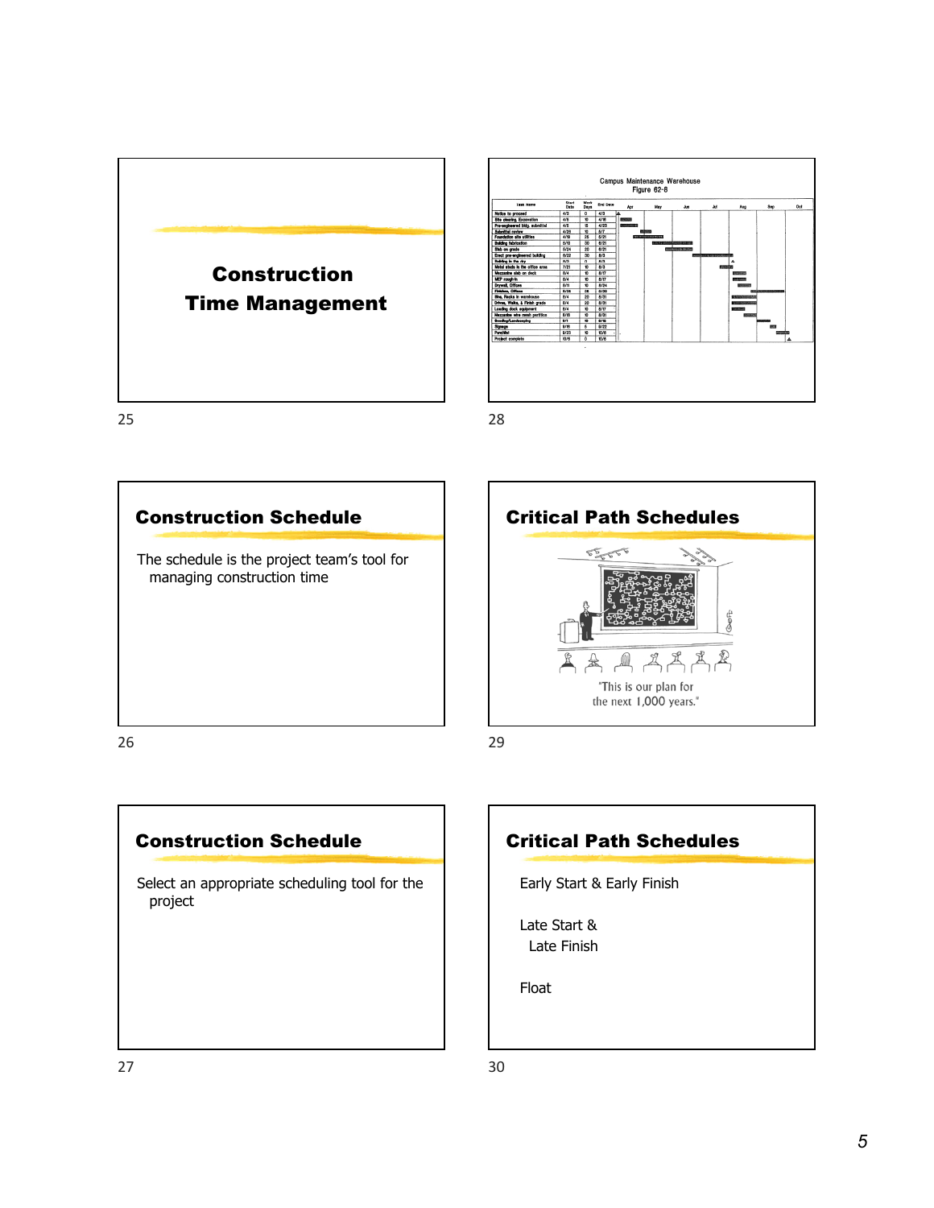# Construction Time Management

## Construction Schedule

The schedule is the project team's tool for managing construction time

## Construction Schedule

Select an appropriate scheduling tool for the project

Campus Maintenance Warehouse
Figure 62-6

## Critical Path Schedules

"This is our plan for the next 1,000 years."

## Critical Path Schedules

Early Start & Early Finish

Late Start & Late Finish

Float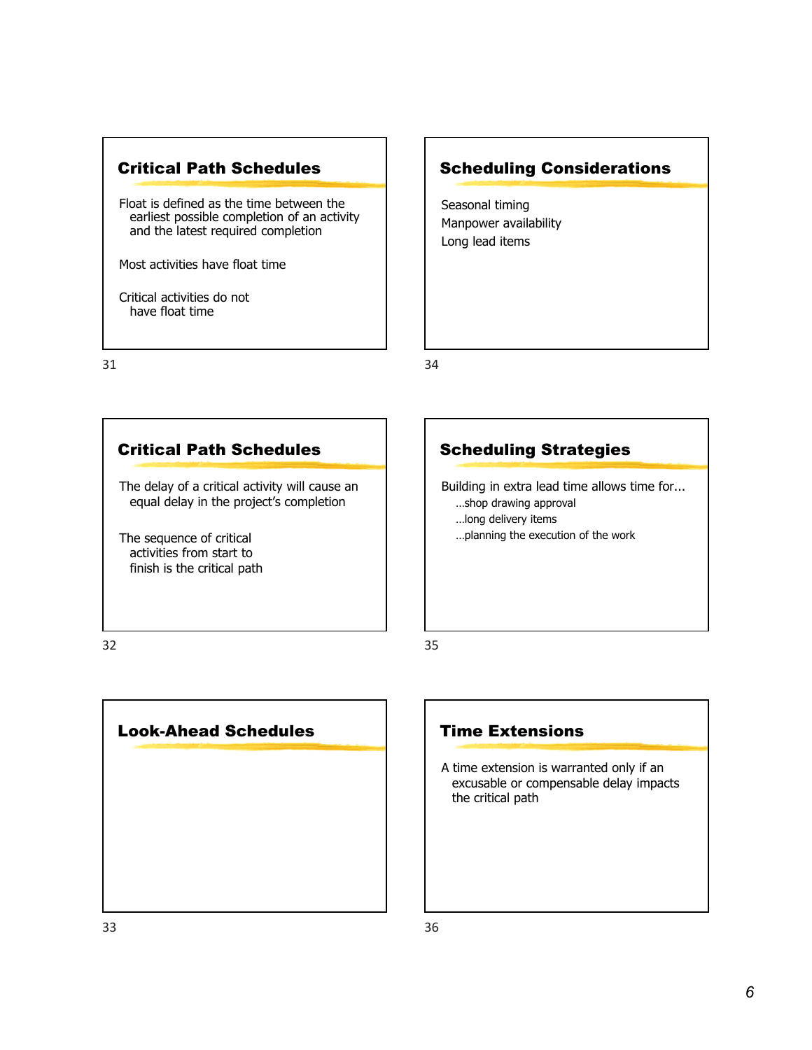## Critical Path Schedules

Float is defined as the time between the earliest possible completion of an activity and the latest required completion

Most activities have float time

Critical activities do not have float time

## Critical Path Schedules

The delay of a critical activity will cause an equal delay in the project's completion

The sequence of critical activities from start to finish is the critical path

## Look-Ahead Schedules

## Scheduling Considerations

Seasonal timing

Manpower availability

Long lead items

## Scheduling Strategies

Building in extra lead time allows time for...

- …shop drawing approval
- …long delivery items
- …planning the execution of the work

## Time Extensions

A time extension is warranted only if an excusable or compensable delay impacts the critical path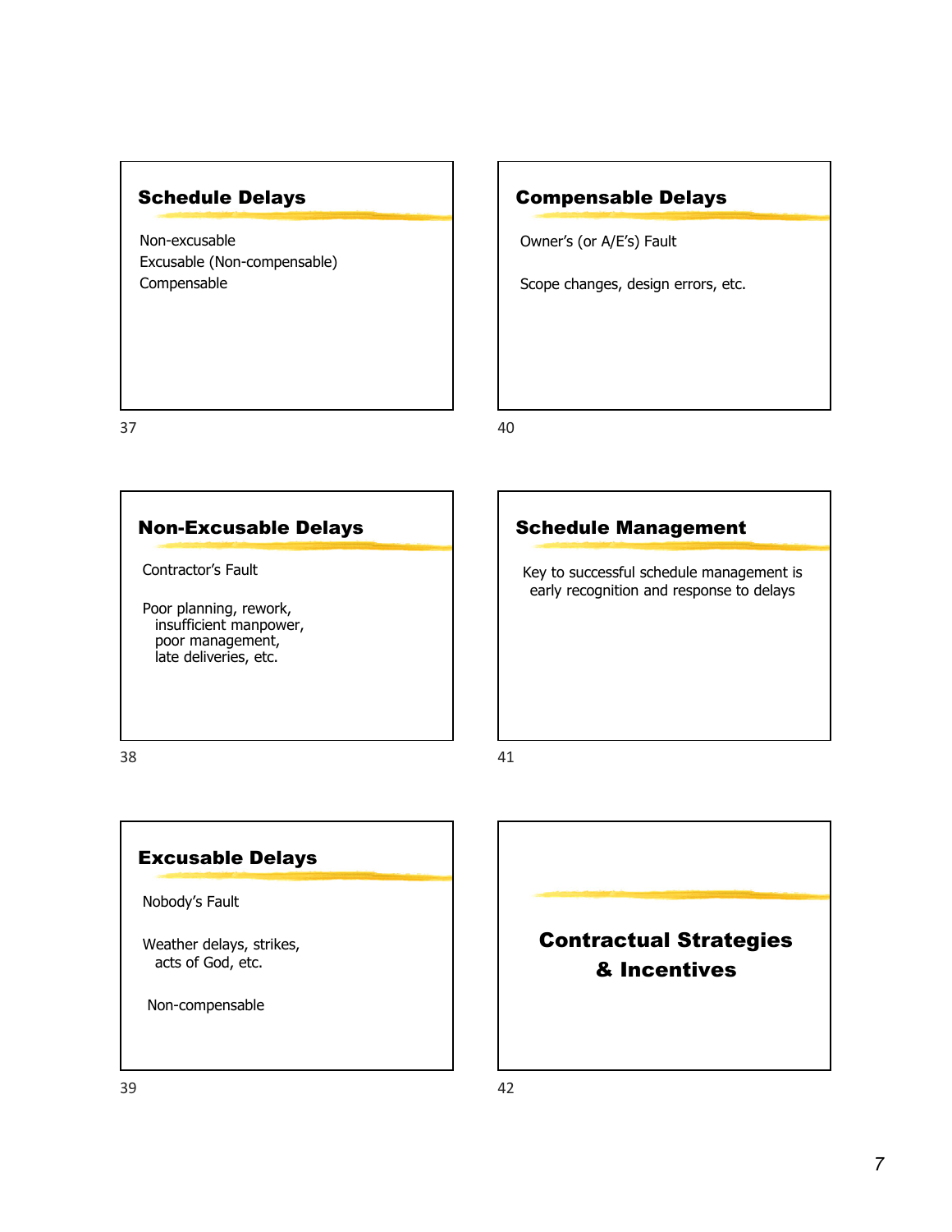## Schedule Delays

Non-excusable
Excusable (Non-compensable)
Compensable

## Non-Excusable Delays

Contractor's Fault

Poor planning, rework, insufficient manpower, poor management, late deliveries, etc.

## Excusable Delays

Nobody's Fault

Weather delays, strikes, acts of God, etc.

Non-compensable

## Compensable Delays

Owner's (or A/E's) Fault

Scope changes, design errors, etc.

## Schedule Management

Key to successful schedule management is early recognition and response to delays

## Contractual Strategies & Incentives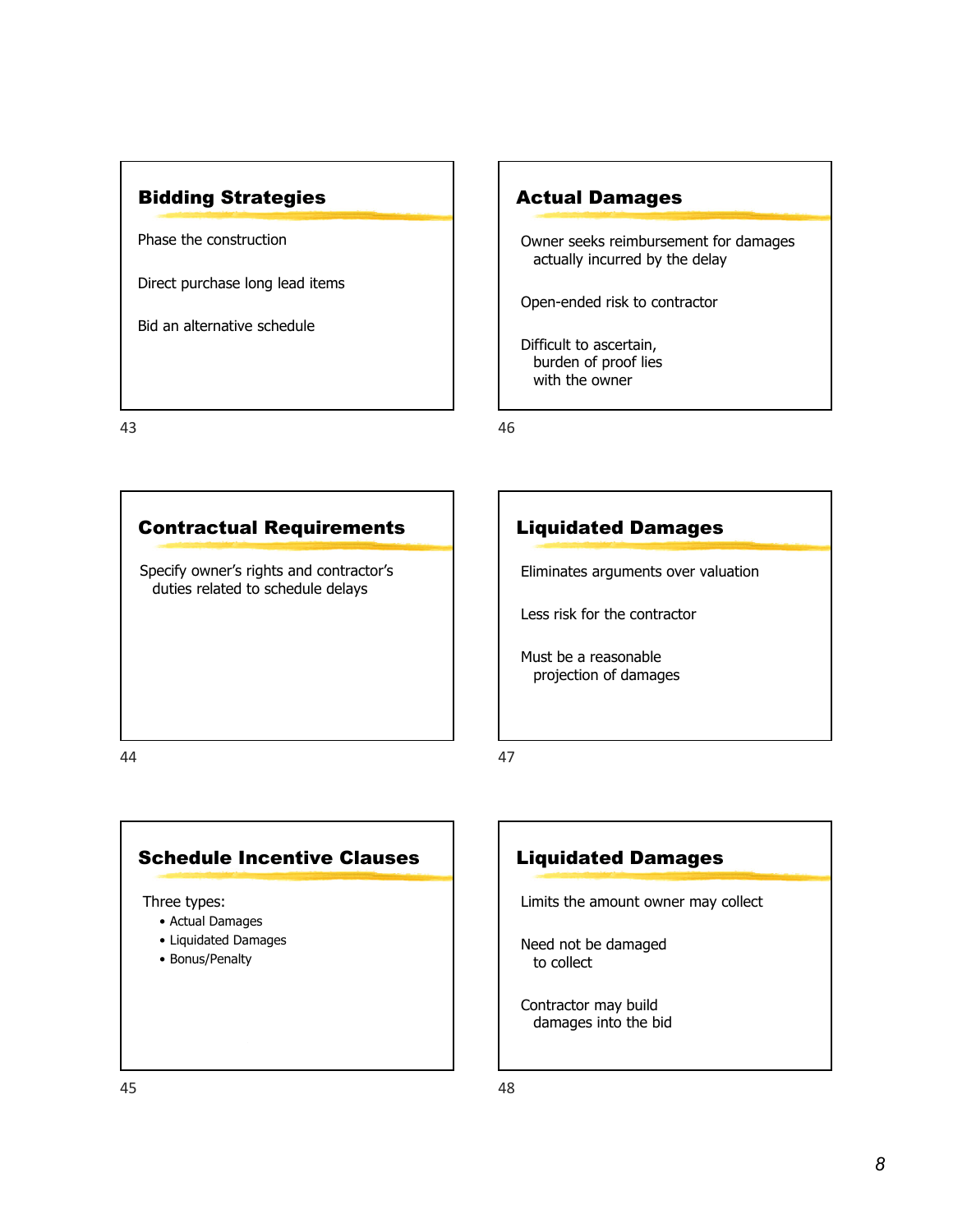## Bidding Strategies

Phase the construction

Direct purchase long lead items

Bid an alternative schedule

## Contractual Requirements

Specify owner's rights and contractor's duties related to schedule delays

## Schedule Incentive Clauses

Three types:

- Actual Damages
- Liquidated Damages
- Bonus/Penalty

## Actual Damages

Owner seeks reimbursement for damages actually incurred by the delay

Open-ended risk to contractor

Difficult to ascertain, burden of proof lies with the owner

## Liquidated Damages

Eliminates arguments over valuation

Less risk for the contractor

Must be a reasonable projection of damages

## Liquidated Damages

Limits the amount owner may collect

Need not be damaged to collect

Contractor may build damages into the bid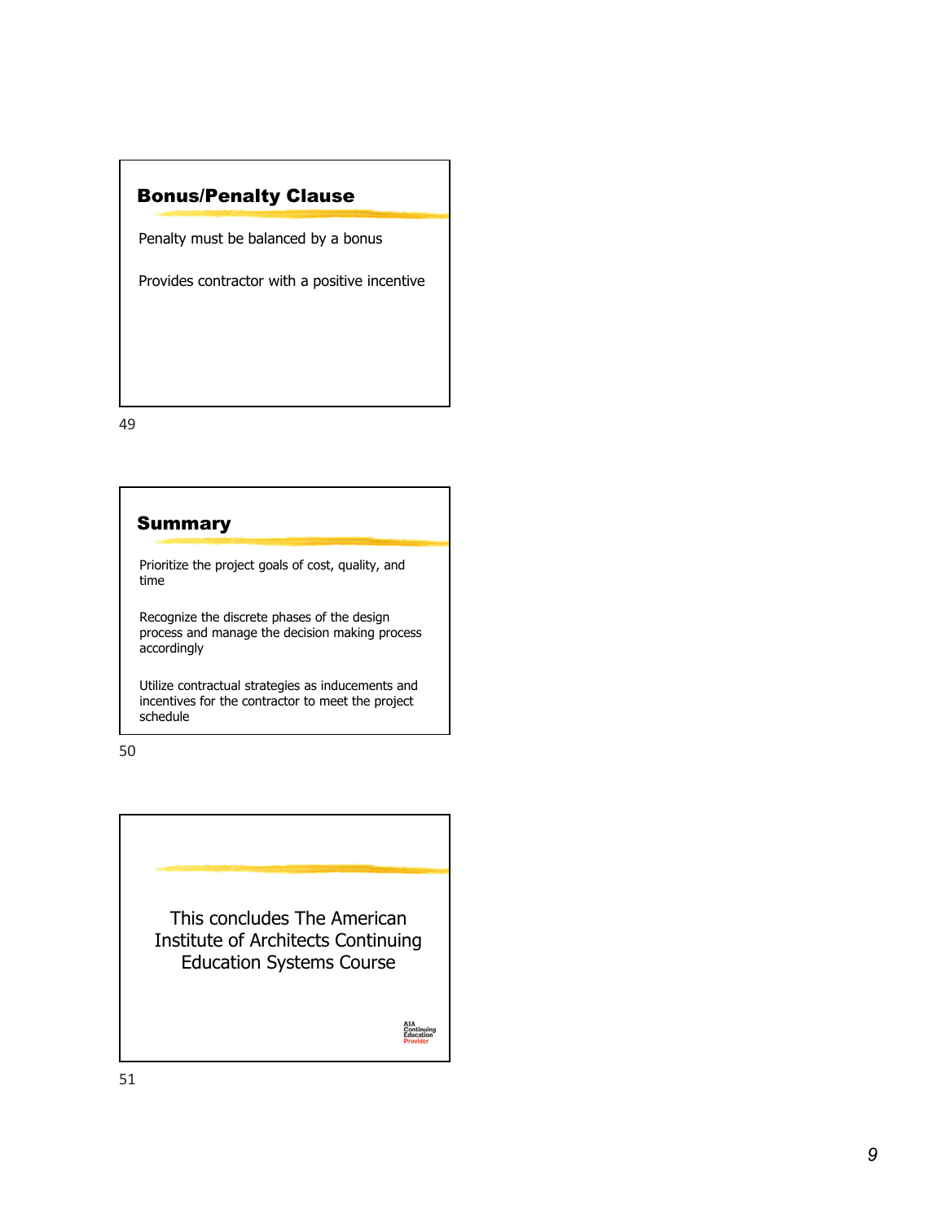## Bonus/Penalty Clause

Penalty must be balanced by a bonus

Provides contractor with a positive incentive

## Summary

Prioritize the project goals of cost, quality, and time

Recognize the discrete phases of the design process and manage the decision making process accordingly

Utilize contractual strategies as inducements and incentives for the contractor to meet the project schedule

This concludes The American Institute of Architects Continuing Education Systems Course

AIA Continuing Education Provider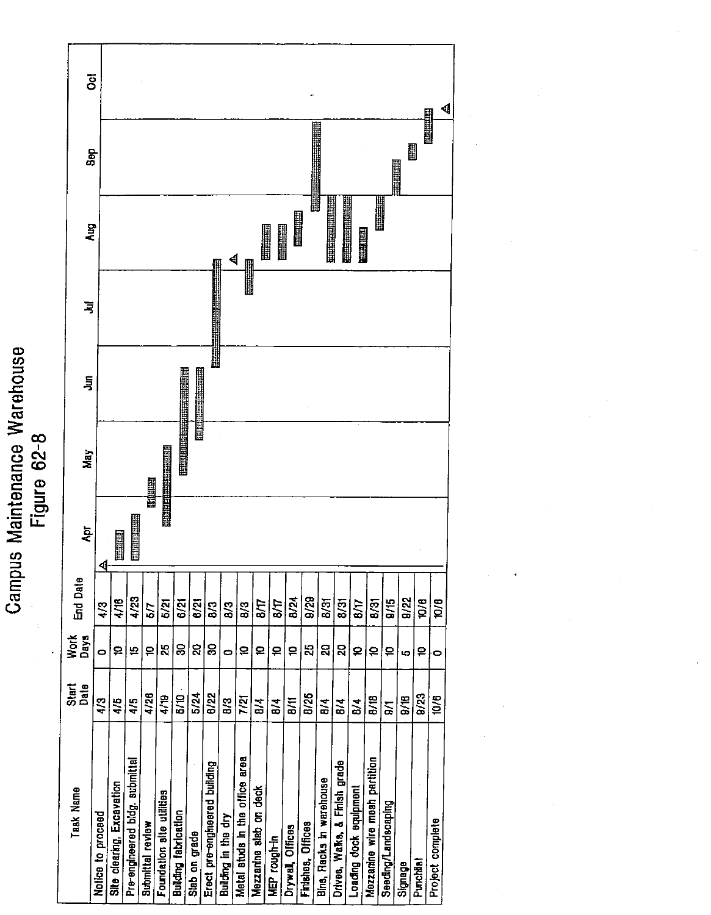# Campus Maintenance Warehouse

## Figure 62-8

| Task Name | Start Date | Work Days | End Date |
|---|---|---|---|
| Notice to proceed | 4/3 | 0 | 4/3 |
| Site clearing, Excavation | 4/5 | 10 | 4/18 |
| Pre-engineered bldg. submittal | 4/5 | 15 | 4/23 |
| Submittal review | 4/26 | 10 | 5/7 |
| Foundation site utilities | 4/19 | 25 | 5/21 |
| Building fabrication | 5/10 | 30 | 6/21 |
| Slab on grade | 5/24 | 20 | 6/21 |
| Erect pre-engineered building | 6/22 | 30 | 8/3 |
| Building in the dry | 8/3 | 0 | 8/3 |
| Metal studs in the office area | 7/21 | 10 | 8/3 |
| Mezzanine slab on deck | 8/4 | 10 | 8/17 |
| MEP rough-in | 8/4 | 10 | 8/17 |
| Drywall, Offices | 8/11 | 10 | 8/24 |
| Finishes, Offices | 8/25 | 25 | 9/29 |
| Bins, Racks in warehouse | 8/4 | 20 | 8/31 |
| Drives, Walks, & Finish grade | 8/4 | 20 | 8/31 |
| Loading dock equipment | 8/4 | 10 | 8/17 |
| Mezzanine wire mesh partition | 8/18 | 10 | 8/31 |
| Seeding/Landscaping | 9/1 | 10 | 9/15 |
| Signage | 9/16 | 5 | 9/22 |
| Punchlist | 9/23 | 10 | 10/6 |
| Project complete | 10/6 | 0 | 10/6 |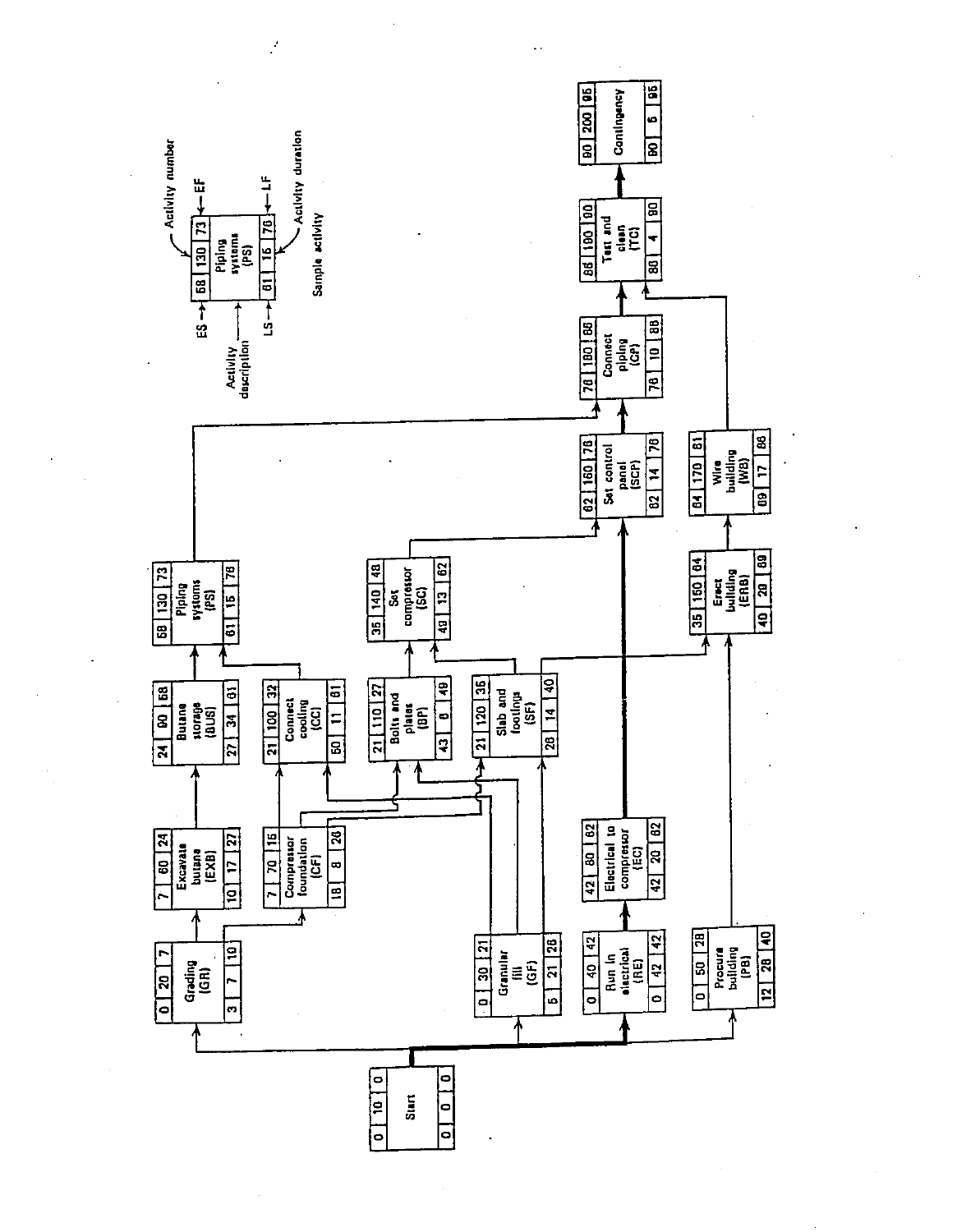**Sample activity**

| ES | Activity number | EF |
|---|---|---|
| | Activity description | |
| LS | Activity duration | LF |

Example: Piping systems (PS) — ES 58, Activity number 130, EF 73; LS 61, Activity duration 15, LF 76

| Activity | ES | Activity number | EF | LS | Activity duration | LF |
|---|---|---|---|---|---|---|
| Start | 0 | 10 | 0 | 0 | 0 | 0 |
| Grading (GR) | 0 | 20 | 7 | 3 | 7 | 10 |
| Granular fill (GF) | 0 | 30 | 21 | 5 | 21 | 26 |
| Run in electrical (RE) | 0 | 40 | 42 | 0 | 42 | 42 |
| Procure building (PB) | 0 | 50 | 28 | 12 | 28 | 40 |
| Excavate butane (EXB) | 7 | 60 | 24 | 10 | 17 | 27 |
| Compressor foundation (CF) | 7 | 70 | 15 | 18 | 8 | 26 |
| Electrical to compressor (EC) | 42 | 80 | 62 | 42 | 20 | 62 |
| Butane storage (BUS) | 24 | 90 | 58 | 27 | 34 | 61 |
| Connect cooling (CC) | 21 | 100 | 32 | 50 | 11 | 61 |
| Bolts and plates (BP) | 21 | 110 | 27 | 43 | 6 | 49 |
| Slab and footings (SF) | 21 | 120 | 35 | 26 | 14 | 40 |
| Piping systems (PS) | 58 | 130 | 73 | 61 | 15 | 76 |
| Set compressor (SC) | 35 | 140 | 48 | 49 | 13 | 62 |
| Erect building (ERB) | 35 | 150 | 64 | 40 | 20 | 60 |
| Set control panel (SCP) | 62 | 160 | 76 | 62 | 14 | 76 |
| Wire building (WB) | 64 | 170 | 81 | 69 | 17 | 86 |
| Connect piping (CP) | 76 | 180 | 86 | 76 | 10 | 86 |
| Test and clean (TC) | 86 | 190 | 90 | 86 | 4 | 90 |
| Contingency | 90 | 200 | 95 | 90 | 5 | 95 |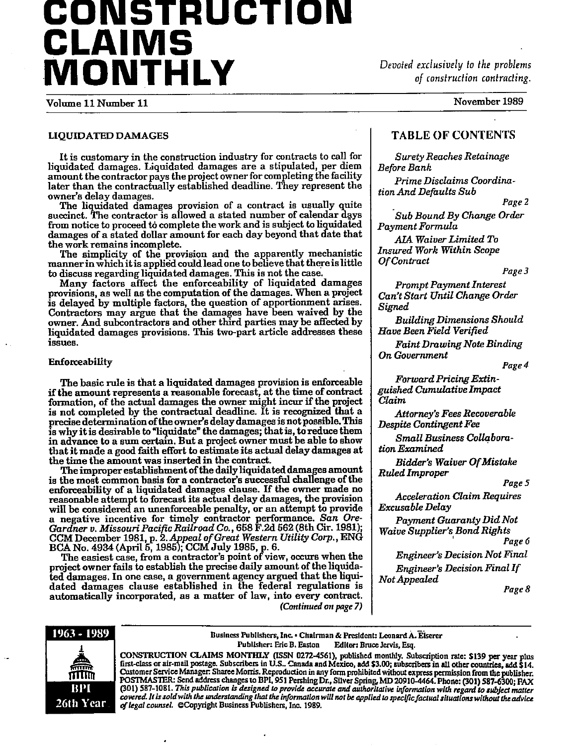# CONSTRUCTION CLAIMS MONTHLY

*Devoted exclusively to the problems of construction contracting.*

Volume 11 Number 11 — November 1989

## LIQUIDATED DAMAGES

It is customary in the construction industry for contracts to call for liquidated damages. Liquidated damages are a stipulated, per diem amount the contractor pays the project owner for completing the facility later than the contractually established deadline. They represent the owner's delay damages.

The liquidated damages provision of a contract is usually quite succinct. The contractor is allowed a stated number of calendar days from notice to proceed to complete the work and is subject to liquidated damages of a stated dollar amount for each day beyond that date that the work remains incomplete.

The simplicity of the provision and the apparently mechanistic manner in which it is applied could lead one to believe that there is little to discuss regarding liquidated damages. This is not the case.

Many factors affect the enforceability of liquidated damages provisions, as well as the computation of the damages. When a project is delayed by multiple factors, the question of apportionment arises. Contractors may argue that the damages have been waived by the owner. And subcontractors and other third parties may be affected by liquidated damages provisions. This two-part article addresses these issues.

### Enforceability

The basic rule is that a liquidated damages provision is enforceable if the amount represents a reasonable forecast, at the time of contract formation, of the actual damages the owner might incur if the project is not completed by the contractual deadline. It is recognized that a precise determination of the owner's delay damages is not possible. This is why it is desirable to "liquidate" the damages; that is, to reduce them in advance to a sum certain. But a project owner must be able to show that it made a good faith effort to estimate its actual delay damages at the time the amount was inserted in the contract.

The improper establishment of the daily liquidated damages amount is the most common basis for a contractor's successful challenge of the enforceability of a liquidated damages clause. If the owner made no reasonable attempt to forecast its actual delay damages, the provision will be considered an unenforceable penalty, or an attempt to provide a negative incentive for timely contractor performance. *San Ore-Gardner v. Missouri Pacific Railroad Co.*, 658 F.2d 562 (8th Cir. 1981); CCM December 1981, p. 2. *Appeal of Great Western Utility Corp.*, ENG BCA No. 4934 (April 5, 1985); CCM July 1985, p. 6.

The easiest case, from a contractor's point of view, occurs when the project owner fails to establish the precise daily amount of the liquidated damages. In one case, a government agency argued that the liquidated damages clause established in the federal regulations is automatically incorporated, as a matter of law, into every contract.

*(Continued on page 7)*

## TABLE OF CONTENTS

*Surety Reaches Retainage Before Bank*

*Prime Disclaims Coordination And Defaults Sub* — Page 2

*Sub Bound By Change Order Payment Formula*

*AIA Waiver Limited To Insured Work Within Scope Of Contract* — Page 3

*Prompt Payment Interest Can't Start Until Change Order Signed*

*Building Dimensions Should Have Been Field Verified*

*Faint Drawing Note Binding On Government* — Page 4

*Forward Pricing Extinguished Cumulative Impact Claim*

*Attorney's Fees Recoverable Despite Contingent Fee*

*Small Business Collaboration Examined*

*Bidder's Waiver Of Mistake Ruled Improper* — Page 5

*Acceleration Claim Requires Excusable Delay*

*Payment Guaranty Did Not Waive Supplier's Bond Rights* — Page 6

*Engineer's Decision Not Final*

*Engineer's Decision Final If Not Appealed* — Page 8

---

1963 - 1989 BPI 26th Year

Business Publishers, Inc. • Chairman & President: Leonard A. Eiserer
Publisher: Eric B. Easton   Editor: Bruce Jervis, Esq.

CONSTRUCTION CLAIMS MONTHLY (ISSN 0272-4561), published monthly. Subscription rate: $139 per year plus first-class or air-mail postage. Subscribers in U.S., Canada and Mexico, add $3.00; subscribers in all other countries, add $14. Customer Service Manager: Sharee Morris. Reproduction in any form prohibited without express permission from the publisher. POSTMASTER: Send address changes to BPI, 951 Pershing Dr., Silver Spring, MD 20910-4464. Phone: (301) 587-6300; FAX (301) 587-1081. *This publication is designed to provide accurate and authoritative information with regard to subject matter covered. It is sold with the understanding that the information will not be applied to specific factual situations without the advice of legal counsel.* ©Copyright Business Publishers, Inc. 1989.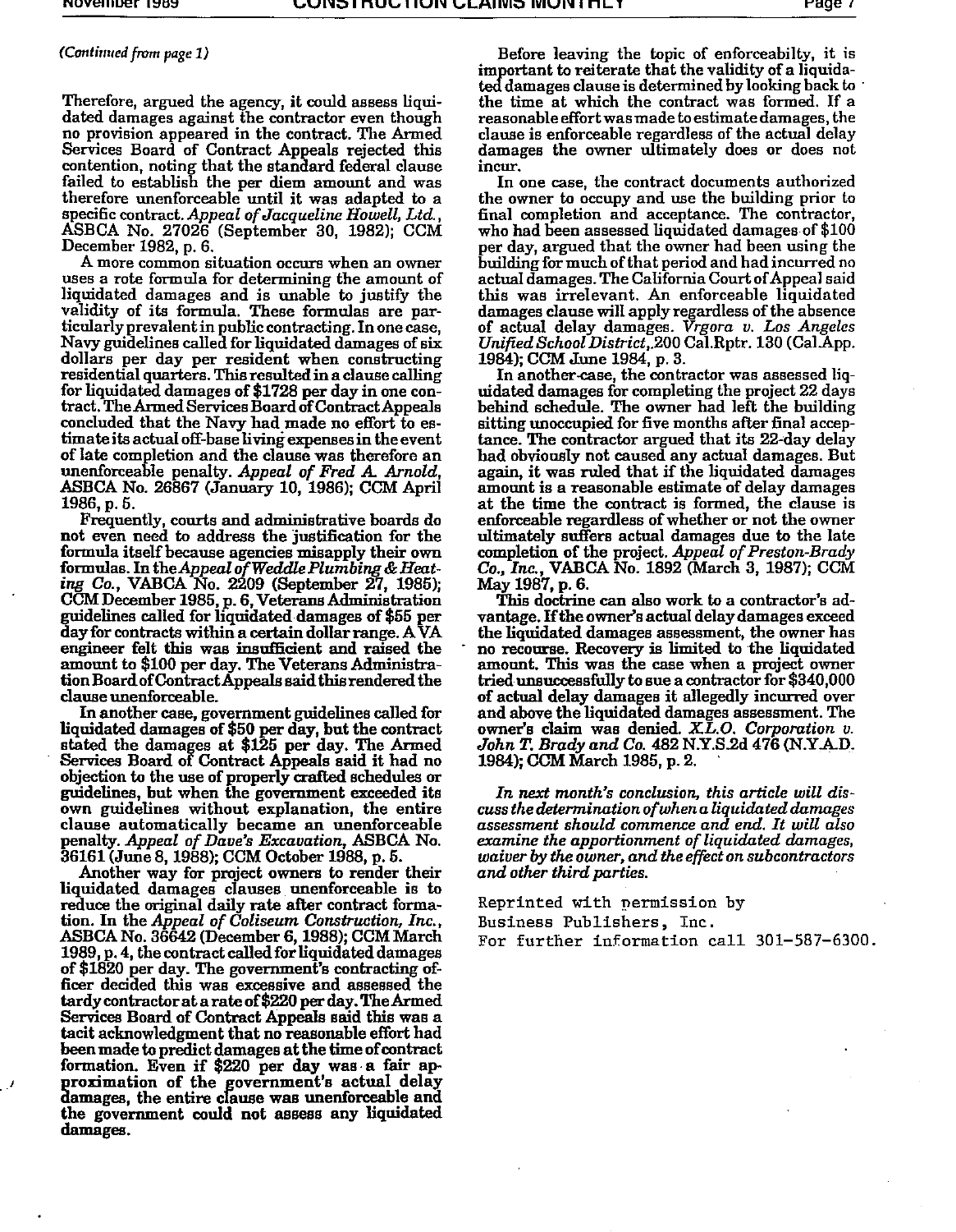*(Continued from page 1)*

Therefore, argued the agency, it could assess liquidated damages against the contractor even though no provision appeared in the contract. The Armed Services Board of Contract Appeals rejected this contention, noting that the standard federal clause failed to establish the per diem amount and was therefore unenforceable until it was adapted to a specific contract. *Appeal of Jacqueline Howell, Ltd.*, ASBCA No. 27026 (September 30, 1982); CCM December 1982, p. 6.

A more common situation occurs when an owner uses a rote formula for determining the amount of liquidated damages and is unable to justify the validity of its formula. These formulas are particularly prevalent in public contracting. In one case, Navy guidelines called for liquidated damages of six dollars per day per resident when constructing residential quarters. This resulted in a clause calling for liquidated damages of $1728 per day in one contract. The Armed Services Board of Contract Appeals concluded that the Navy had made no effort to estimate its actual off-base living expenses in the event of late completion and the clause was therefore an unenforceable penalty. *Appeal of Fred A. Arnold*, ASBCA No. 26867 (January 10, 1986); CCM April 1986, p. 5.

Frequently, courts and administrative boards do not even need to address the justification for the formula itself because agencies misapply their own formulas. In the *Appeal of Weddle Plumbing & Heating Co.*, VABCA No. 2209 (September 27, 1985); CCM December 1985, p. 6, Veterans Administration guidelines called for liquidated damages of $55 per day for contracts within a certain dollar range. A VA engineer felt this was insufficient and raised the amount to $100 per day. The Veterans Administration Board of Contract Appeals said this rendered the clause unenforceable.

In another case, government guidelines called for liquidated damages of $50 per day, but the contract stated the damages at $125 per day. The Armed Services Board of Contract Appeals said it had no objection to the use of properly crafted schedules or guidelines, but when the government exceeded its own guidelines without explanation, the entire clause automatically became an unenforceable penalty. *Appeal of Dave's Excavation*, ASBCA No. 36161 (June 8, 1988); CCM October 1988, p. 5.

Another way for project owners to render their liquidated damages clauses unenforceable is to reduce the original daily rate after contract formation. In the *Appeal of Coliseum Construction, Inc.*, ASBCA No. 36642 (December 6, 1988); CCM March 1989, p. 4, the contract called for liquidated damages of $1820 per day. The government's contracting officer decided this was excessive and assessed the tardy contractor at a rate of $220 per day. The Armed Services Board of Contract Appeals said this was a tacit acknowledgment that no reasonable effort had been made to predict damages at the time of contract formation. Even if $220 per day was a fair approximation of the government's actual delay damages, the entire clause was unenforceable and the government could not assess any liquidated damages.

Before leaving the topic of enforceabilty, it is important to reiterate that the validity of a liquidated damages clause is determined by looking back to the time at which the contract was formed. If a reasonable effort was made to estimate damages, the clause is enforceable regardless of the actual delay damages the owner ultimately does or does not incur.

In one case, the contract documents authorized the owner to occupy and use the building prior to final completion and acceptance. The contractor, who had been assessed liquidated damages of $100 per day, argued that the owner had been using the building for much of that period and had incurred no actual damages. The California Court of Appeal said this was irrelevant. An enforceable liquidated damages clause will apply regardless of the absence of actual delay damages. *Vrgora v. Los Angeles Unified School District*, 200 Cal.Rptr. 130 (Cal.App. 1984); CCM June 1984, p. 3.

In another case, the contractor was assessed liquidated damages for completing the project 22 days behind schedule. The owner had left the building sitting unoccupied for five months after final acceptance. The contractor argued that its 22-day delay had obviously not caused any actual damages. But again, it was ruled that if the liquidated damages amount is a reasonable estimate of delay damages at the time the contract is formed, the clause is enforceable regardless of whether or not the owner ultimately suffers actual damages due to the late completion of the project. *Appeal of Preston-Brady Co., Inc.*, VABCA No. 1892 (March 3, 1987); CCM May 1987, p. 6.

This doctrine can also work to a contractor's advantage. If the owner's actual delay damages exceed the liquidated damages assessment, the owner has no recourse. Recovery is limited to the liquidated amount. This was the case when a project owner tried unsuccessfully to sue a contractor for $340,000 of actual delay damages it allegedly incurred over and above the liquidated damages assessment. The owner's claim was denied. *X.L.O. Corporation v. John T. Brady and Co.* 482 N.Y.S.2d 476 (N.Y.A.D. 1984); CCM March 1985, p. 2.

*In next month's conclusion, this article will discuss the determination of when a liquidated damages assessment should commence and end. It will also examine the apportionment of liquidated damages, waiver by the owner, and the effect on subcontractors and other third parties.*

Reprinted with permission by
Business Publishers, Inc.
For further information call 301-587-6300.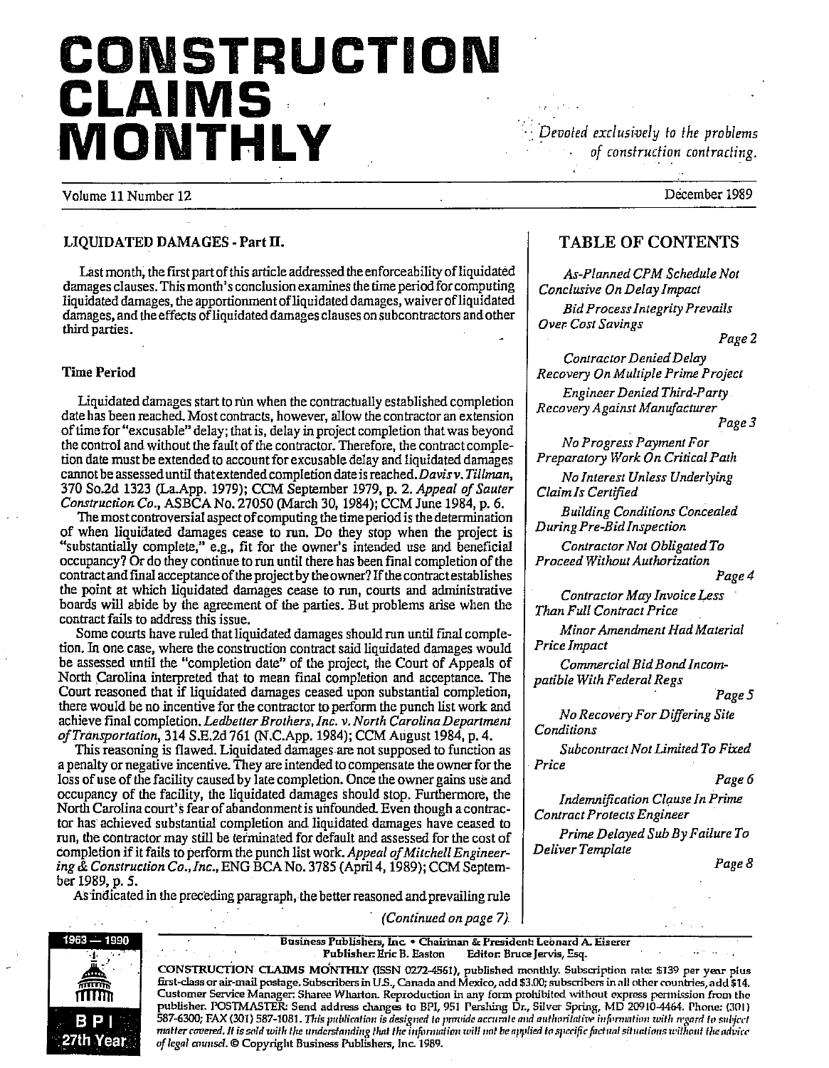# CONSTRUCTION CLAIMS MONTHLY

*Devoted exclusively to the problems of construction contracting.*

Volume 11 Number 12 — December 1989

## LIQUIDATED DAMAGES - Part II.

Last month, the first part of this article addressed the enforceability of liquidated damages clauses. This month's conclusion examines the time period for computing liquidated damages, the apportionment of liquidated damages, waiver of liquidated damages, and the effects of liquidated damages clauses on subcontractors and other third parties.

### Time Period

Liquidated damages start to run when the contractually established completion date has been reached. Most contracts, however, allow the contractor an extension of time for "excusable" delay; that is, delay in project completion that was beyond the control and without the fault of the contractor. Therefore, the contract completion date must be extended to account for excusable delay and liquidated damages cannot be assessed until that extended completion date is reached. *Davis v. Tillman*, 370 So.2d 1323 (La.App. 1979); CCM September 1979, p. 2. *Appeal of Sauter Construction Co.*, ASBCA No. 27050 (March 30, 1984); CCM June 1984, p. 6.

The most controversial aspect of computing the time period is the determination of when liquidated damages cease to run. Do they stop when the project is "substantially complete," e.g., fit for the owner's intended use and beneficial occupancy? Or do they continue to run until there has been final completion of the contract and final acceptance of the project by the owner? If the contract establishes the point at which liquidated damages cease to run, courts and administrative boards will abide by the agreement of the parties. But problems arise when the contract fails to address this issue.

Some courts have ruled that liquidated damages should run until final completion. In one case, where the construction contract said liquidated damages would be assessed until the "completion date" of the project, the Court of Appeals of North Carolina interpreted that to mean final completion and acceptance. The Court reasoned that if liquidated damages ceased upon substantial completion, there would be no incentive for the contractor to perform the punch list work and achieve final completion. *Ledbetter Brothers, Inc. v. North Carolina Department of Transportation*, 314 S.E.2d 761 (N.C.App. 1984); CCM August 1984, p. 4.

This reasoning is flawed. Liquidated damages are not supposed to function as a penalty or negative incentive. They are intended to compensate the owner for the loss of use of the facility caused by late completion. Once the owner gains use and occupancy of the facility, the liquidated damages should stop. Furthermore, the North Carolina court's fear of abandonment is unfounded. Even though a contractor has achieved substantial completion and liquidated damages have ceased to run, the contractor may still be terminated for default and assessed for the cost of completion if it fails to perform the punch list work. *Appeal of Mitchell Engineering & Construction Co., Inc.*, ENG BCA No. 3785 (April 4, 1989); CCM September 1989, p. 5.

As indicated in the preceding paragraph, the better reasoned and prevailing rule

*(Continued on page 7).*

## TABLE OF CONTENTS

*As-Planned CPM Schedule Not Conclusive On Delay Impact*

*Bid Process Integrity Prevails Over Cost Savings* — Page 2

*Contractor Denied Delay Recovery On Multiple Prime Project*

*Engineer Denied Third-Party Recovery Against Manufacturer* — Page 3

*No Progress Payment For Preparatory Work On Critical Path*

*No Interest Unless Underlying Claim Is Certified*

*Building Conditions Concealed During Pre-Bid Inspection*

*Contractor Not Obligated To Proceed Without Authorization* — Page 4

*Contractor May Invoice Less Than Full Contract Price*

*Minor Amendment Had Material Price Impact*

*Commercial Bid Bond Incompatible With Federal Regs* — Page 5

*No Recovery For Differing Site Conditions*

*Subcontract Not Limited To Fixed Price* — Page 6

*Indemnification Clause In Prime Contract Protects Engineer*

*Prime Delayed Sub By Failure To Deliver Template* — Page 8

---

1963 — 1990 BPI 27th Year

Business Publishers, Inc. • Chairman & President: Leonard A. Eiserer
Publisher: Eric B. Easton   Editor: Bruce Jervis, Esq.

CONSTRUCTION CLAIMS MONTHLY (ISSN 0272-4561), published monthly. Subscription rate: $139 per year plus first-class or air-mail postage. Subscribers in U.S., Canada and Mexico, add $3.00; subscribers in all other countries, add $14. Customer Service Manager: Sharee Wharton. Reproduction in any form prohibited without express permission from the publisher. POSTMASTER: Send address changes to BPI, 951 Pershing Dr., Silver Spring, MD 20910-4464. Phone: (301) 587-6300; FAX (301) 587-1081. *This publication is designed to provide accurate and authoritative information with regard to subject matter covered. It is sold with the understanding that the information will not be applied to specific factual situations without the advice of legal counsel.* © Copyright Business Publishers, Inc. 1989.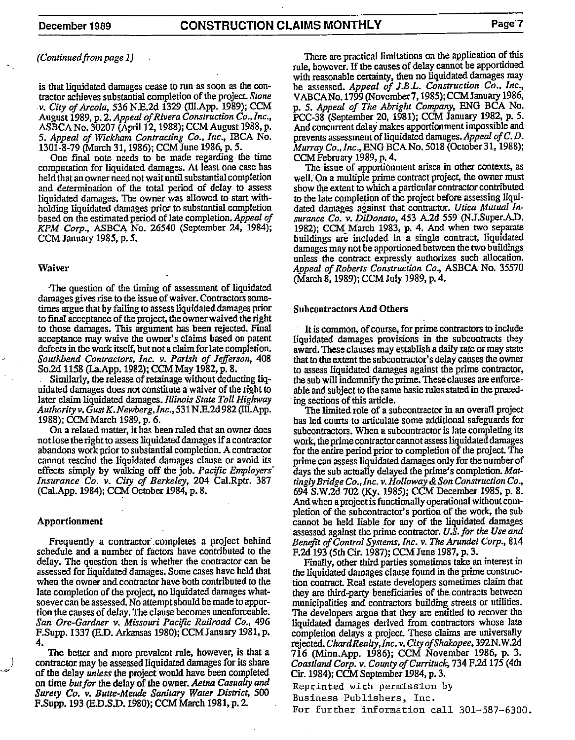*(Continued from page 1)*

is that liquidated damages cease to run as soon as the contractor achieves substantial completion of the project. *Stone v. City of Arcola*, 536 N.E.2d 1329 (Ill.App. 1989); CCM August 1989, p. 2. *Appeal of Rivera Construction Co., Inc.*, ASBCA No. 30207 (April 12, 1988); CCM August 1988, p. 5. *Appeal of Wickham Contracting Co., Inc.*, IBCA No. 1301-8-79 (March 31, 1986); CCM June 1986, p. 5.

One final note needs to be made regarding the time computation for liquidated damages. At least one case has held that an owner need not wait until substantial completion and determination of the total period of delay to assess liquidated damages. The owner was allowed to start withholding liquidated damages prior to substantial completion based on the estimated period of late completion. *Appeal of KPM Corp.*, ASBCA No. 26540 (September 24, 1984); CCM January 1985, p. 5.

### Waiver

The question of the timing of assessment of liquidated damages gives rise to the issue of waiver. Contractors sometimes argue that by failing to assess liquidated damages prior to final acceptance of the project, the owner waived the right to those damages. This argument has been rejected. Final acceptance may waive the owner's claims based on patent defects in the work itself, but not a claim for late completion. *Southbend Contractors, Inc. v. Parish of Jefferson*, 408 So.2d 1158 (La.App. 1982); CCM May 1982, p. 8.

Similarly, the release of retainage without deducting liquidated damages does not constitute a waiver of the right to later claim liquidated damages. *Illinois State Toll Highway Authority v. Gust K. Newberg, Inc.*, 531 N.E.2d 982 (Ill.App. 1988); CCM March 1989, p. 6.

On a related matter, it has been ruled that an owner does not lose the right to assess liquidated damages if a contractor abandons work prior to substantial completion. A contractor cannot rescind the liquidated damages clause or avoid its effects simply by walking off the job. *Pacific Employers' Insurance Co. v. City of Berkeley*, 204 Cal.Rptr. 387 (Cal.App. 1984); CCM October 1984, p. 8.

### Apportionment

Frequently a contractor completes a project behind schedule and a number of factors have contributed to the delay. The question then is whether the contractor can be assessed for liquidated damages. Some cases have held that when the owner and contractor have both contributed to the late completion of the project, no liquidated damages whatsoever can be assessed. No attempt should be made to apportion the causes of delay. The clause becomes unenforceable. *San Ore-Gardner v. Missouri Pacific Railroad Co.*, 496 F.Supp. 1337 (E.D. Arkansas 1980); CCM January 1981, p. 4.

The better and more prevalent rule, however, is that a contractor may be assessed liquidated damages for its share of the delay *unless* the project would have been completed on time *but for* the delay of the owner. *Aetna Casualty and Surety Co. v. Butte-Meade Sanitary Water District*, 500 F.Supp. 193 (E.D.S.D. 1980); CCM March 1981, p. 2.

There are practical limitations on the application of this rule, however. If the causes of delay cannot be apportioned with reasonable certainty, then no liquidated damages may be assessed. *Appeal of J.B.L. Construction Co., Inc.*, VABCA No. 1799 (November 7, 1985); CCM January 1986, p. 5. *Appeal of The Abright Company*, ENG BCA No. PCC-38 (September 20, 1981); CCM January 1982, p. 5. And concurrent delay makes apportionment impossible and prevents assessment of liquidated damages. *Appeal of C. D. Murray Co., Inc.*, ENG BCA No. 5018 (October 31, 1988); CCM February 1989, p. 4.

The issue of apportionment arises in other contexts, as well. On a multiple prime contract project, the owner must show the extent to which a particular contractor contributed to the late completion of the project before assessing liquidated damages against that contractor. *Utica Mutual Insurance Co. v. DiDonato*, 453 A.2d 559 (N.J.Super.A.D. 1982); CCM March 1983, p. 4. And when two separate buildings are included in a single contract, liquidated damages may not be apportioned between the two buildings unless the contract expressly authorizes such allocation. *Appeal of Roberts Construction Co.*, ASBCA No. 35570 (March 8, 1989); CCM July 1989, p. 4.

### Subcontractors And Others

It is common, of course, for prime contractors to include liquidated damages provisions in the subcontracts they award. These clauses may establish a daily rate or may state that to the extent the subcontractor's delay causes the owner to assess liquidated damages against the prime contractor, the sub will indemnify the prime. These clauses are enforceable and subject to the same basic rules stated in the preceding sections of this article.

The limited role of a subcontractor in an overall project has led courts to articulate some additional safeguards for subcontractors. When a subcontractor is late completing its work, the prime contractor cannot assess liquidated damages for the entire period prior to completion of the project. The prime can assess liquidated damages only for the number of days the sub actually delayed the prime's completion. *Mattingly Bridge Co., Inc. v. Holloway & Son Construction Co.*, 694 S.W.2d 702 (Ky. 1985); CCM December 1985, p. 8. And when a project is functionally operational without completion of the subcontractor's portion of the work, the sub cannot be held liable for any of the liquidated damages assessed against the prime contractor. *U.S. for the Use and Benefit of Control Systems, Inc. v. The Arundel Corp.*, 814 F.2d 193 (5th Cir. 1987); CCM June 1987, p. 3.

Finally, other third parties sometimes take an interest in the liquidated damages clause found in the prime construction contract. Real estate developers sometimes claim that they are third-party beneficiaries of the contracts between municipalities and contractors building streets or utilities. The developers argue that they are entitled to recover the liquidated damages derived from contractors whose late completion delays a project. These claims are universally rejected. *Chard Realty, Inc. v. City of Shakopee*, 392 N.W.2d 716 (Minn.App. 1986); CCM November 1986, p. 3. *Coastland Corp. v. County of Currituck*, 734 F.2d 175 (4th Cir. 1984); CCM September 1984, p. 3.

Reprinted with permission by Business Publishers, Inc.
For further information call 301-587-6300.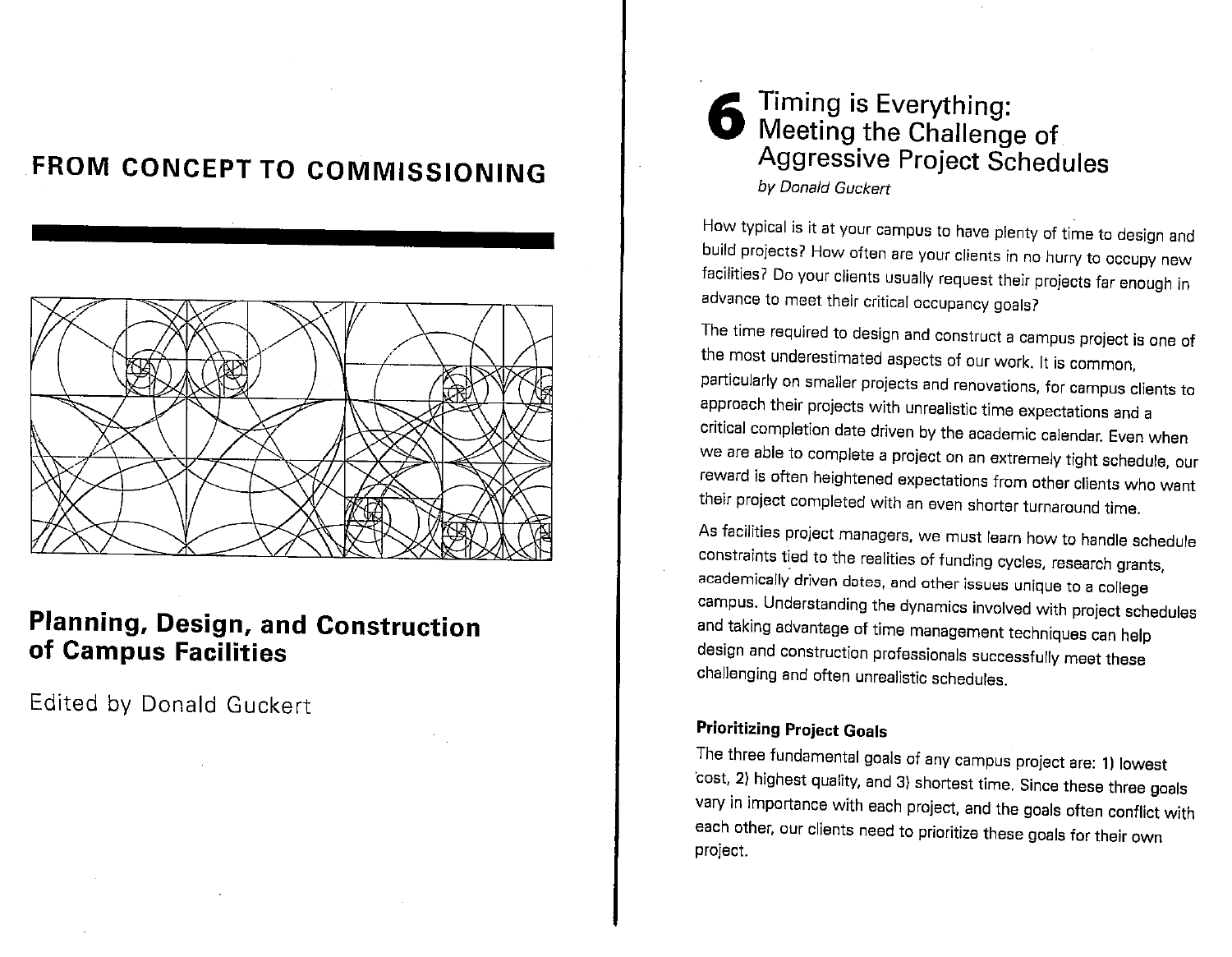# FROM CONCEPT TO COMMISSIONING

## Planning, Design, and Construction of Campus Facilities

Edited by Donald Guckert

# 6 Timing is Everything: Meeting the Challenge of Aggressive Project Schedules

*by Donald Guckert*

How typical is it at your campus to have plenty of time to design and build projects? How often are your clients in no hurry to occupy new facilities? Do your clients usually request their projects far enough in advance to meet their critical occupancy goals?

The time required to design and construct a campus project is one of the most underestimated aspects of our work. It is common, particularly on smaller projects and renovations, for campus clients to approach their projects with unrealistic time expectations and a critical completion date driven by the academic calendar. Even when we are able to complete a project on an extremely tight schedule, our reward is often heightened expectations from other clients who want their project completed with an even shorter turnaround time.

As facilities project managers, we must learn how to handle schedule constraints tied to the realities of funding cycles, research grants, academically driven dates, and other issues unique to a college campus. Understanding the dynamics involved with project schedules and taking advantage of time management techniques can help design and construction professionals successfully meet these challenging and often unrealistic schedules.

### Prioritizing Project Goals

The three fundamental goals of any campus project are: 1) lowest cost, 2) highest quality, and 3) shortest time. Since these three goals vary in importance with each project, and the goals often conflict with each other, our clients need to prioritize these goals for their own project.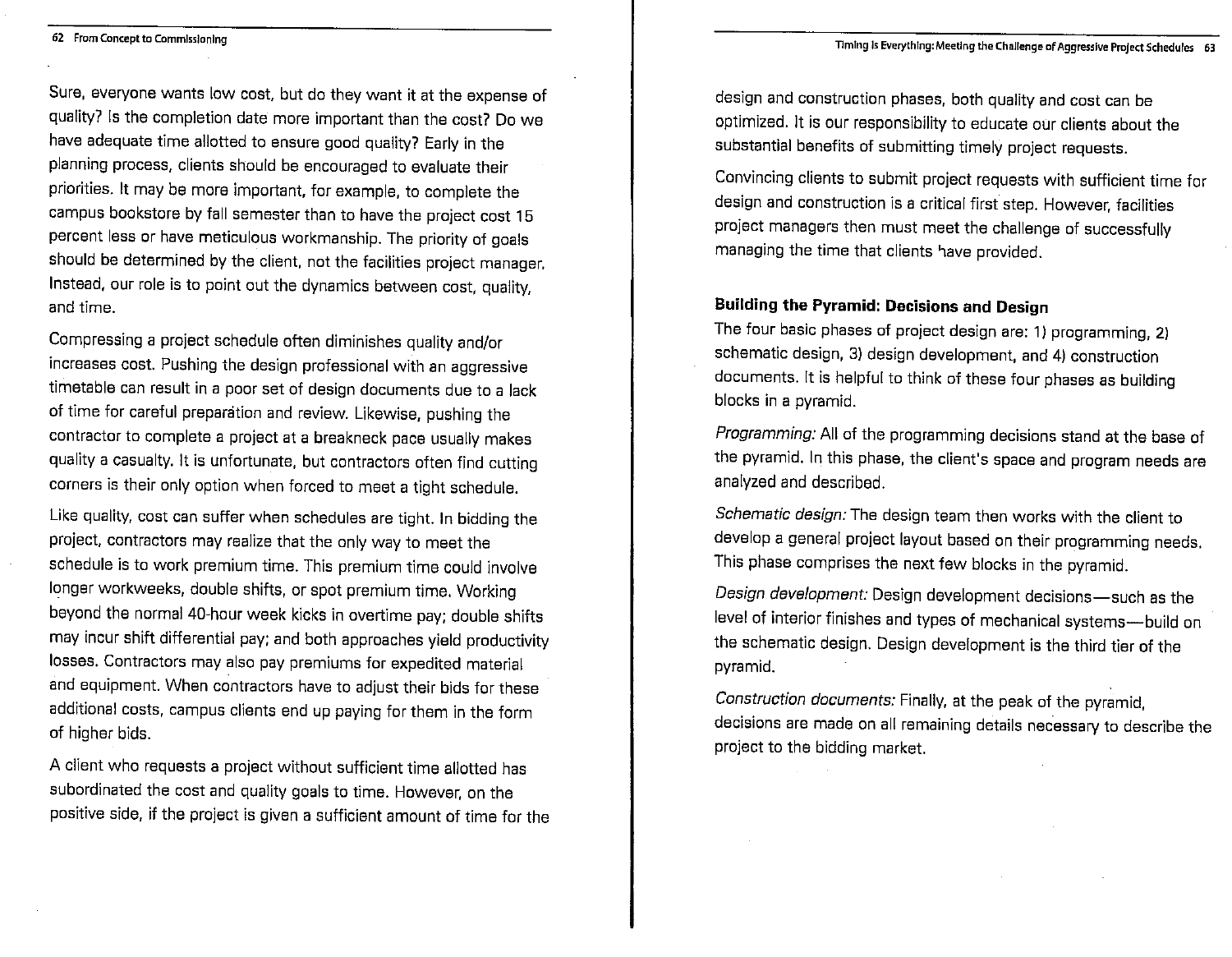Sure, everyone wants low cost, but do they want it at the expense of quality? Is the completion date more important than the cost? Do we have adequate time allotted to ensure good quality? Early in the planning process, clients should be encouraged to evaluate their priorities. It may be more important, for example, to complete the campus bookstore by fall semester than to have the project cost 15 percent less or have meticulous workmanship. The priority of goals should be determined by the client, not the facilities project manager. Instead, our role is to point out the dynamics between cost, quality, and time.

Compressing a project schedule often diminishes quality and/or increases cost. Pushing the design professional with an aggressive timetable can result in a poor set of design documents due to a lack of time for careful preparation and review. Likewise, pushing the contractor to complete a project at a breakneck pace usually makes quality a casualty. It is unfortunate, but contractors often find cutting corners is their only option when forced to meet a tight schedule.

Like quality, cost can suffer when schedules are tight. In bidding the project, contractors may realize that the only way to meet the schedule is to work premium time. This premium time could involve longer workweeks, double shifts, or spot premium time. Working beyond the normal 40-hour week kicks in overtime pay; double shifts may incur shift differential pay; and both approaches yield productivity losses. Contractors may also pay premiums for expedited material and equipment. When contractors have to adjust their bids for these additional costs, campus clients end up paying for them in the form of higher bids.

A client who requests a project without sufficient time allotted has subordinated the cost and quality goals to time. However, on the positive side, if the project is given a sufficient amount of time for the design and construction phases, both quality and cost can be optimized. It is our responsibility to educate our clients about the substantial benefits of submitting timely project requests.

Convincing clients to submit project requests with sufficient time for design and construction is a critical first step. However, facilities project managers then must meet the challenge of successfully managing the time that clients have provided.

### Building the Pyramid: Decisions and Design

The four basic phases of project design are: 1) programming, 2) schematic design, 3) design development, and 4) construction documents. It is helpful to think of these four phases as building blocks in a pyramid.

*Programming:* All of the programming decisions stand at the base of the pyramid. In this phase, the client's space and program needs are analyzed and described.

*Schematic design:* The design team then works with the client to develop a general project layout based on their programming needs. This phase comprises the next few blocks in the pyramid.

*Design development:* Design development decisions—such as the level of interior finishes and types of mechanical systems—build on the schematic design. Design development is the third tier of the pyramid.

*Construction documents:* Finally, at the peak of the pyramid, decisions are made on all remaining details necessary to describe the project to the bidding market.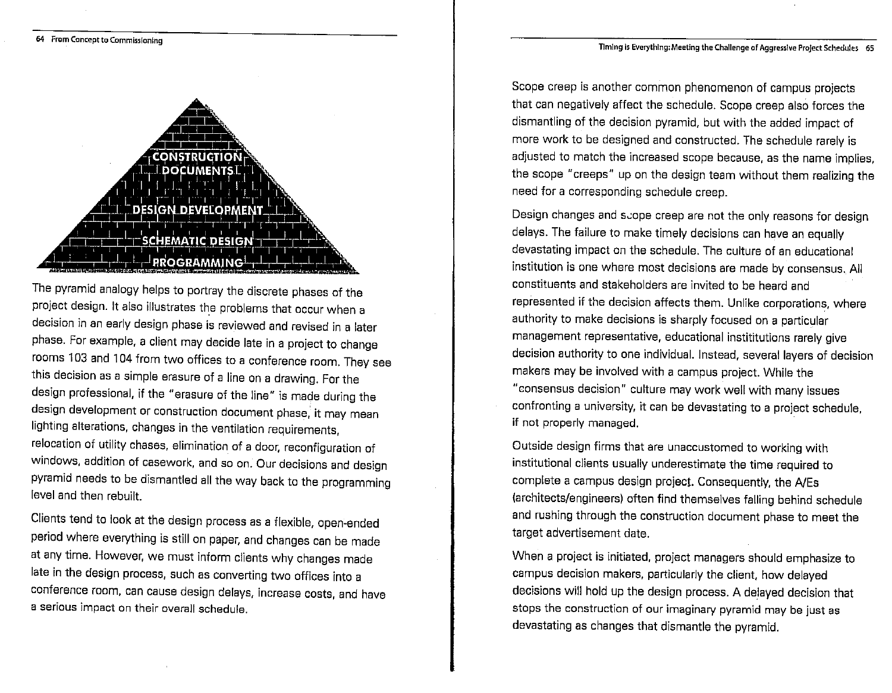The pyramid analogy helps to portray the discrete phases of the project design. It also illustrates the problems that occur when a decision in an early design phase is reviewed and revised in a later phase. For example, a client may decide late in a project to change rooms 103 and 104 from two offices to a conference room. They see this decision as a simple erasure of a line on a drawing. For the design professional, if the "erasure of the line" is made during the design development or construction document phase, it may mean lighting alterations, changes in the ventilation requirements, relocation of utility chases, elimination of a door, reconfiguration of windows, addition of casework, and so on. Our decisions and design pyramid needs to be dismantled all the way back to the programming level and then rebuilt.

Clients tend to look at the design process as a flexible, open-ended period where everything is still on paper, and changes can be made at any time. However, we must inform clients why changes made late in the design process, such as converting two offices into a conference room, can cause design delays, increase costs, and have a serious impact on their overall schedule.

Scope creep is another common phenomenon of campus projects that can negatively affect the schedule. Scope creep also forces the dismantling of the decision pyramid, but with the added impact of more work to be designed and constructed. The schedule rarely is adjusted to match the increased scope because, as the name implies, the scope "creeps" up on the design team without them realizing the need for a corresponding schedule creep.

Design changes and scope creep are not the only reasons for design delays. The failure to make timely decisions can have an equally devastating impact on the schedule. The culture of an educational institution is one where most decisions are made by consensus. All constituents and stakeholders are invited to be heard and represented if the decision affects them. Unlike corporations, where authority to make decisions is sharply focused on a particular management representative, educational instititutions rarely give decision authority to one individual. Instead, several layers of decision makers may be involved with a campus project. While the "consensus decision" culture may work well with many issues confronting a university, it can be devastating to a project schedule, if not properly managed.

Outside design firms that are unaccustomed to working with institutional clients usually underestimate the time required to complete a campus design project. Consequently, the A/Es (architects/engineers) often find themselves falling behind schedule and rushing through the construction document phase to meet the target advertisement date.

When a project is initiated, project managers should emphasize to campus decision makers, particularly the client, how delayed decisions will hold up the design process. A delayed decision that stops the construction of our imaginary pyramid may be just as devastating as changes that dismantle the pyramid.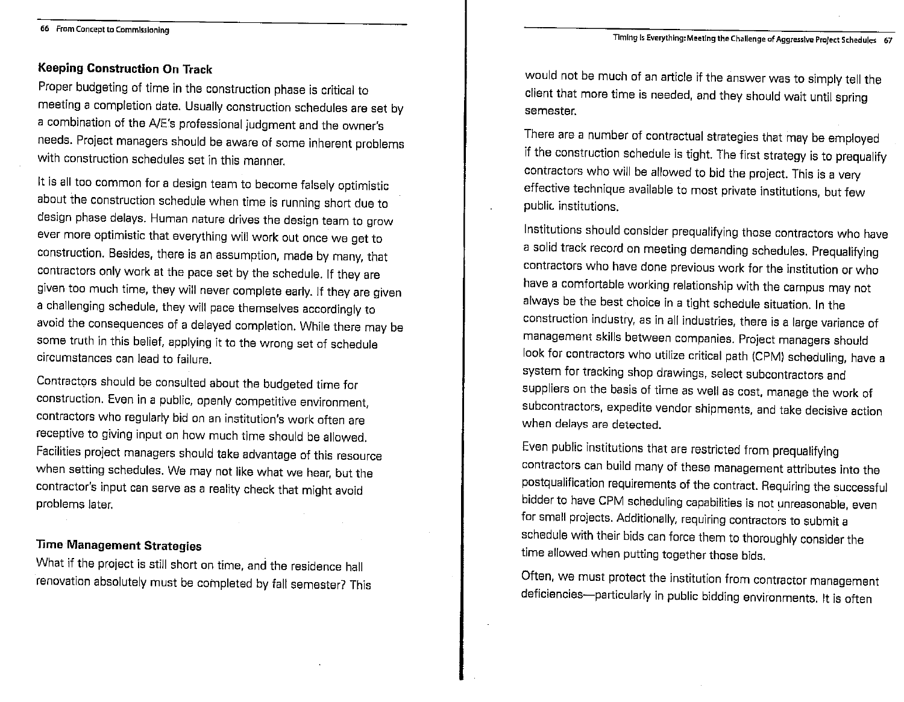## Keeping Construction On Track

Proper budgeting of time in the construction phase is critical to meeting a completion date. Usually construction schedules are set by a combination of the A/E's professional judgment and the owner's needs. Project managers should be aware of some inherent problems with construction schedules set in this manner.

It is all too common for a design team to become falsely optimistic about the construction schedule when time is running short due to design phase delays. Human nature drives the design team to grow ever more optimistic that everything will work out once we get to construction. Besides, there is an assumption, made by many, that contractors only work at the pace set by the schedule. If they are given too much time, they will never complete early. If they are given a challenging schedule, they will pace themselves accordingly to avoid the consequences of a delayed completion. While there may be some truth in this belief, applying it to the wrong set of schedule circumstances can lead to failure.

Contractors should be consulted about the budgeted time for construction. Even in a public, openly competitive environment, contractors who regularly bid on an institution's work often are receptive to giving input on how much time should be allowed. Facilities project managers should take advantage of this resource when setting schedules. We may not like what we hear, but the contractor's input can serve as a reality check that might avoid problems later.

## Time Management Strategies

What if the project is still short on time, and the residence hall renovation absolutely must be completed by fall semester? This would not be much of an article if the answer was to simply tell the client that more time is needed, and they should wait until spring semester.

There are a number of contractual strategies that may be employed if the construction schedule is tight. The first strategy is to prequalify contractors who will be allowed to bid the project. This is a very effective technique available to most private institutions, but few public institutions.

Institutions should consider prequalifying those contractors who have a solid track record on meeting demanding schedules. Prequalifying contractors who have done previous work for the institution or who have a comfortable working relationship with the campus may not always be the best choice in a tight schedule situation. In the construction industry, as in all industries, there is a large variance of management skills between companies. Project managers should look for contractors who utilize critical path (CPM) scheduling, have a system for tracking shop drawings, select subcontractors and suppliers on the basis of time as well as cost, manage the work of subcontractors, expedite vendor shipments, and take decisive action when delays are detected.

Even public institutions that are restricted from prequalifying contractors can build many of these management attributes into the postqualification requirements of the contract. Requiring the successful bidder to have CPM scheduling capabilities is not unreasonable, even for small projects. Additionally, requiring contractors to submit a schedule with their bids can force them to thoroughly consider the time allowed when putting together those bids.

Often, we must protect the institution from contractor management deficiencies—particularly in public bidding environments. It is often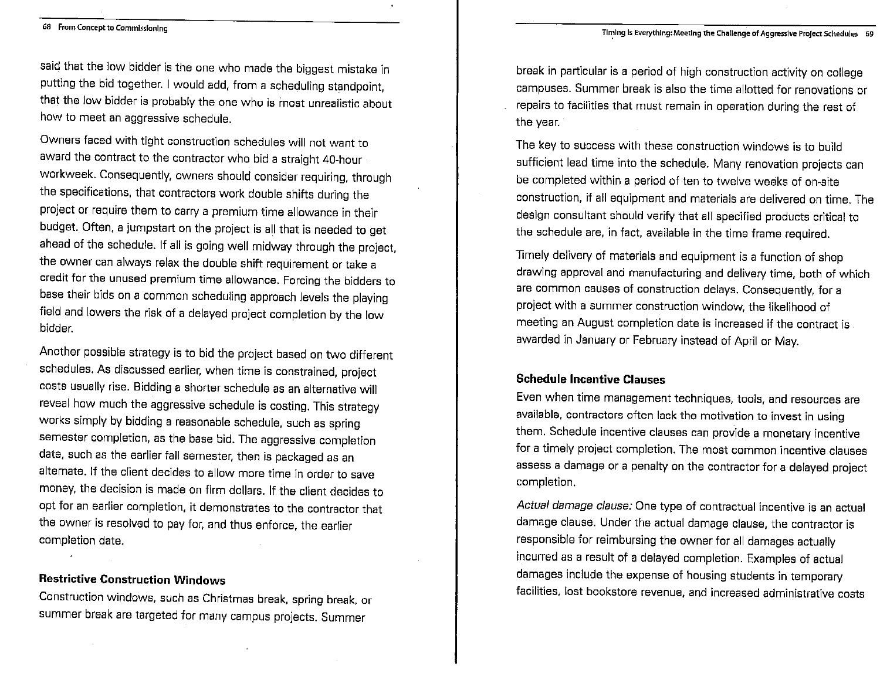said that the low bidder is the one who made the biggest mistake in putting the bid together. I would add, from a scheduling standpoint, that the low bidder is probably the one who is most unrealistic about how to meet an aggressive schedule.

Owners faced with tight construction schedules will not want to award the contract to the contractor who bid a straight 40-hour workweek. Consequently, owners should consider requiring, through the specifications, that contractors work double shifts during the project or require them to carry a premium time allowance in their budget. Often, a jumpstart on the project is all that is needed to get ahead of the schedule. If all is going well midway through the project, the owner can always relax the double shift requirement or take a credit for the unused premium time allowance. Forcing the bidders to base their bids on a common scheduling approach levels the playing field and lowers the risk of a delayed project completion by the low bidder.

Another possible strategy is to bid the project based on two different schedules. As discussed earlier, when time is constrained, project costs usually rise. Bidding a shorter schedule as an alternative will reveal how much the aggressive schedule is costing. This strategy works simply by bidding a reasonable schedule, such as spring semester completion, as the base bid. The aggressive completion date, such as the earlier fall semester, then is packaged as an alternate. If the client decides to allow more time in order to save money, the decision is made on firm dollars. If the client decides to opt for an earlier completion, it demonstrates to the contractor that the owner is resolved to pay for, and thus enforce, the earlier completion date.

### Restrictive Construction Windows

Construction windows, such as Christmas break, spring break, or summer break are targeted for many campus projects. Summer break in particular is a period of high construction activity on college campuses. Summer break is also the time allotted for renovations or repairs to facilities that must remain in operation during the rest of the year.

The key to success with these construction windows is to build sufficient lead time into the schedule. Many renovation projects can be completed within a period of ten to twelve weeks of on-site construction, if all equipment and materials are delivered on time. The design consultant should verify that all specified products critical to the schedule are, in fact, available in the time frame required.

Timely delivery of materials and equipment is a function of shop drawing approval and manufacturing and delivery time, both of which are common causes of construction delays. Consequently, for a project with a summer construction window, the likelihood of meeting an August completion date is increased if the contract is awarded in January or February instead of April or May.

### Schedule Incentive Clauses

Even when time management techniques, tools, and resources are available, contractors often lack the motivation to invest in using them. Schedule incentive clauses can provide a monetary incentive for a timely project completion. The most common incentive clauses assess a damage or a penalty on the contractor for a delayed project completion.

*Actual damage clause:* One type of contractual incentive is an actual damage clause. Under the actual damage clause, the contractor is responsible for reimbursing the owner for all damages actually incurred as a result of a delayed completion. Examples of actual damages include the expense of housing students in temporary facilities, lost bookstore revenue, and increased administrative costs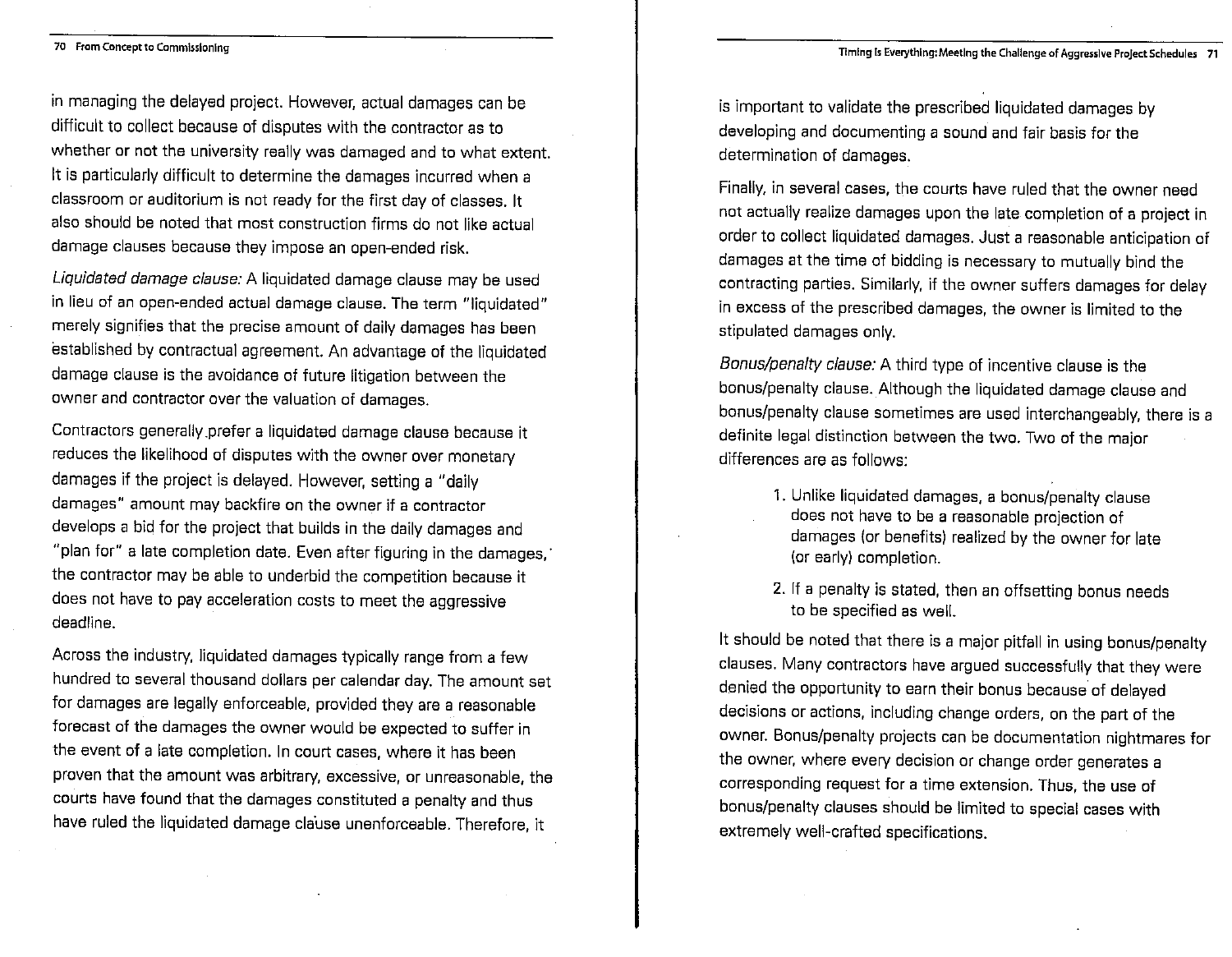in managing the delayed project. However, actual damages can be difficult to collect because of disputes with the contractor as to whether or not the university really was damaged and to what extent. It is particularly difficult to determine the damages incurred when a classroom or auditorium is not ready for the first day of classes. It also should be noted that most construction firms do not like actual damage clauses because they impose an open-ended risk.

*Liquidated damage clause:* A liquidated damage clause may be used in lieu of an open-ended actual damage clause. The term "liquidated" merely signifies that the precise amount of daily damages has been established by contractual agreement. An advantage of the liquidated damage clause is the avoidance of future litigation between the owner and contractor over the valuation of damages.

Contractors generally prefer a liquidated damage clause because it reduces the likelihood of disputes with the owner over monetary damages if the project is delayed. However, setting a "daily damages" amount may backfire on the owner if a contractor develops a bid for the project that builds in the daily damages and "plan for" a late completion date. Even after figuring in the damages, the contractor may be able to underbid the competition because it does not have to pay acceleration costs to meet the aggressive deadline.

Across the industry, liquidated damages typically range from a few hundred to several thousand dollars per calendar day. The amount set for damages are legally enforceable, provided they are a reasonable forecast of the damages the owner would be expected to suffer in the event of a late completion. In court cases, where it has been proven that the amount was arbitrary, excessive, or unreasonable, the courts have found that the damages constituted a penalty and thus have ruled the liquidated damage clause unenforceable. Therefore, it is important to validate the prescribed liquidated damages by developing and documenting a sound and fair basis for the determination of damages.

Finally, in several cases, the courts have ruled that the owner need not actually realize damages upon the late completion of a project in order to collect liquidated damages. Just a reasonable anticipation of damages at the time of bidding is necessary to mutually bind the contracting parties. Similarly, if the owner suffers damages for delay in excess of the prescribed damages, the owner is limited to the stipulated damages only.

*Bonus/penalty clause:* A third type of incentive clause is the bonus/penalty clause. Although the liquidated damage clause and bonus/penalty clause sometimes are used interchangeably, there is a definite legal distinction between the two. Two of the major differences are as follows:

1. Unlike liquidated damages, a bonus/penalty clause does not have to be a reasonable projection of damages (or benefits) realized by the owner for late (or early) completion.
2. If a penalty is stated, then an offsetting bonus needs to be specified as well.

It should be noted that there is a major pitfall in using bonus/penalty clauses. Many contractors have argued successfully that they were denied the opportunity to earn their bonus because of delayed decisions or actions, including change orders, on the part of the owner. Bonus/penalty projects can be documentation nightmares for the owner, where every decision or change order generates a corresponding request for a time extension. Thus, the use of bonus/penalty clauses should be limited to special cases with extremely well-crafted specifications.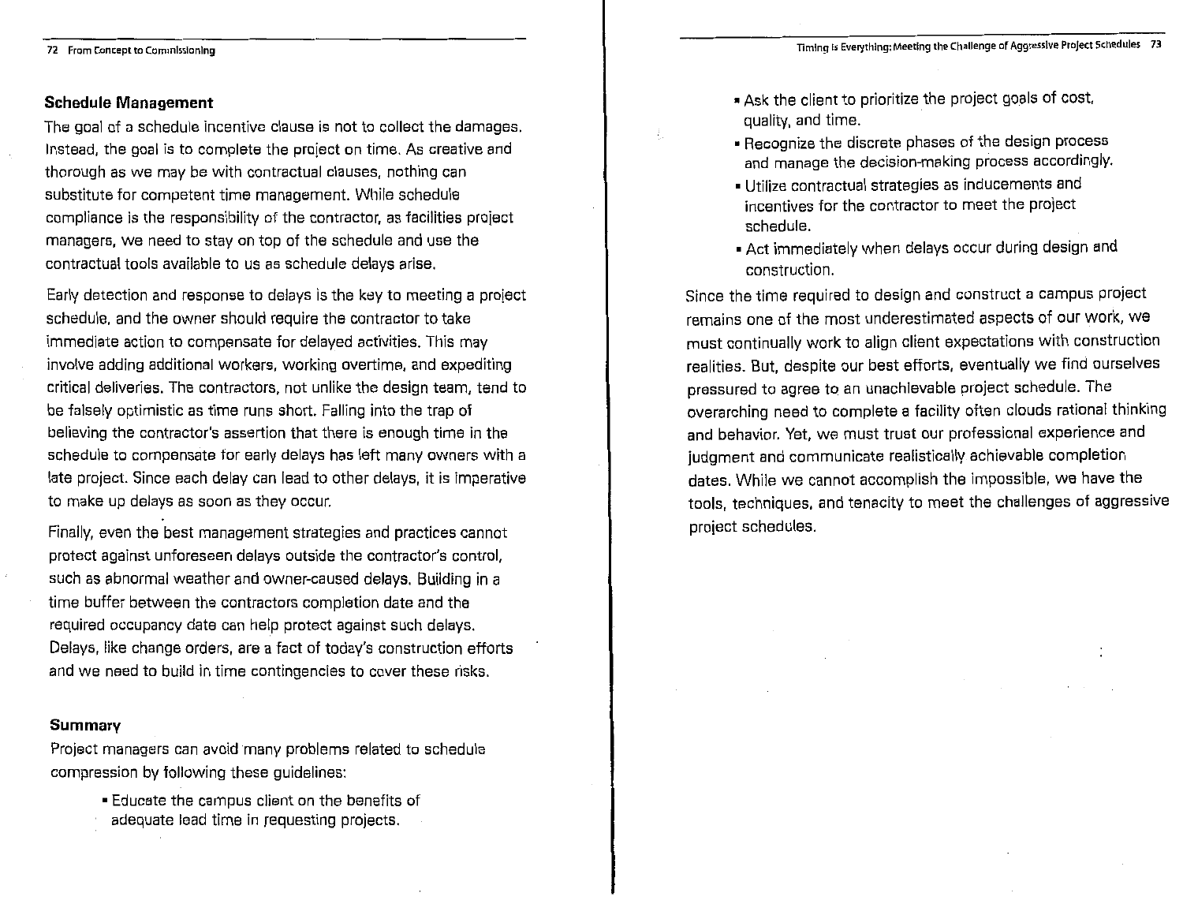## Schedule Management

The goal of a schedule incentive clause is not to collect the damages. Instead, the goal is to complete the project on time. As creative and thorough as we may be with contractual clauses, nothing can substitute for competent time management. While schedule compliance is the responsibility of the contractor, as facilities project managers, we need to stay on top of the schedule and use the contractual tools available to us as schedule delays arise.

Early detection and response to delays is the key to meeting a project schedule, and the owner should require the contractor to take immediate action to compensate for delayed activities. This may involve adding additional workers, working overtime, and expediting critical deliveries. The contractors, not unlike the design team, tend to be falsely optimistic as time runs short. Falling into the trap of believing the contractor's assertion that there is enough time in the schedule to compensate for early delays has left many owners with a late project. Since each delay can lead to other delays, it is imperative to make up delays as soon as they occur.

Finally, even the best management strategies and practices cannot protect against unforeseen delays outside the contractor's control, such as abnormal weather and owner-caused delays. Building in a time buffer between the contractors completion date and the required occupancy date can help protect against such delays. Delays, like change orders, are a fact of today's construction efforts and we need to build in time contingencies to cover these risks.

## Summary

Project managers can avoid many problems related to schedule compression by following these guidelines:

- Educate the campus client on the benefits of adequate lead time in requesting projects.
- Ask the client to prioritize the project goals of cost, quality, and time.
- Recognize the discrete phases of the design process and manage the decision-making process accordingly.
- Utilize contractual strategies as inducements and incentives for the contractor to meet the project schedule.
- Act immediately when delays occur during design and construction.

Since the time required to design and construct a campus project remains one of the most underestimated aspects of our work, we must continually work to align client expectations with construction realities. But, despite our best efforts, eventually we find ourselves pressured to agree to an unachievable project schedule. The overarching need to complete a facility often clouds rational thinking and behavior. Yet, we must trust our professional experience and judgment and communicate realistically achievable completion dates. While we cannot accomplish the impossible, we have the tools, techniques, and tenacity to meet the challenges of aggressive project schedules.